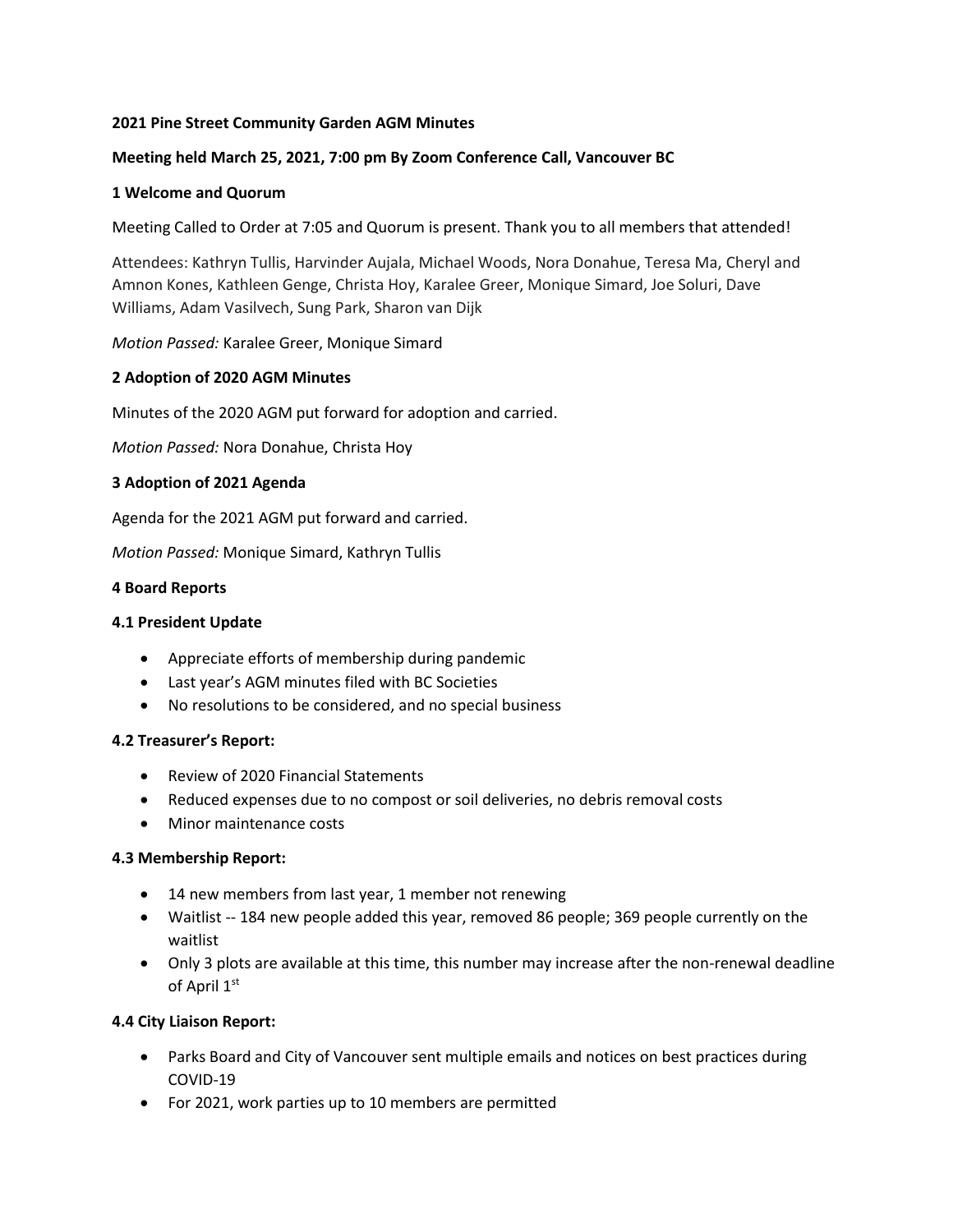**2021 Pine Street Community Garden AGM Minutes**

**Meeting held March 25, 2021, 7:00 pm By Zoom Conference Call, Vancouver BC**

**1 Welcome and Quorum**

Meeting Called to Order at 7:05 and Quorum is present. Thank you to all members that attended!

Attendees: Kathryn Tullis, Harvinder Aujala, Michael Woods, Nora Donahue, Teresa Ma, Cheryl and Amnon Kones, Kathleen Genge, Christa Hoy, Karalee Greer, Monique Simard, Joe Soluri, Dave Williams, Adam Vasilvech, Sung Park, Sharon van Dijk

*Motion Passed:* Karalee Greer, Monique Simard

**2 Adoption of 2020 AGM Minutes**

Minutes of the 2020 AGM put forward for adoption and carried.

*Motion Passed:* Nora Donahue, Christa Hoy

**3 Adoption of 2021 Agenda**

Agenda for the 2021 AGM put forward and carried.

*Motion Passed:* Monique Simard, Kathryn Tullis

**4 Board Reports**

**4.1 President Update**

- Appreciate efforts of membership during pandemic
- Last year's AGM minutes filed with BC Societies
- No resolutions to be considered, and no special business

**4.2 Treasurer's Report:**

- Review of 2020 Financial Statements
- Reduced expenses due to no compost or soil deliveries, no debris removal costs
- Minor maintenance costs

**4.3 Membership Report:**

- 14 new members from last year, 1 member not renewing
- Waitlist -- 184 new people added this year, removed 86 people; 369 people currently on the waitlist
- Only 3 plots are available at this time, this number may increase after the non-renewal deadline of April 1st

**4.4 City Liaison Report:**

- Parks Board and City of Vancouver sent multiple emails and notices on best practices during COVID-19
- For 2021, work parties up to 10 members are permitted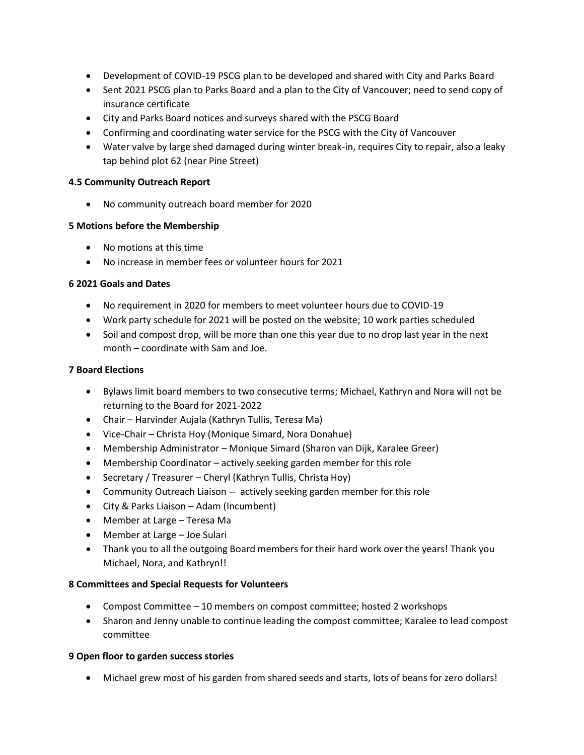- Development of COVID-19 PSCG plan to be developed and shared with City and Parks Board
- Sent 2021 PSCG plan to Parks Board and a plan to the City of Vancouver; need to send copy of insurance certificate
- City and Parks Board notices and surveys shared with the PSCG Board
- Confirming and coordinating water service for the PSCG with the City of Vancouver
- Water valve by large shed damaged during winter break-in, requires City to repair, also a leaky tap behind plot 62 (near Pine Street)

**4.5 Community Outreach Report**

- No community outreach board member for 2020

**5 Motions before the Membership**

- No motions at this time
- No increase in member fees or volunteer hours for 2021

**6 2021 Goals and Dates**

- No requirement in 2020 for members to meet volunteer hours due to COVID-19
- Work party schedule for 2021 will be posted on the website; 10 work parties scheduled
- Soil and compost drop, will be more than one this year due to no drop last year in the next month – coordinate with Sam and Joe.

**7 Board Elections**

- Bylaws limit board members to two consecutive terms; Michael, Kathryn and Nora will not be returning to the Board for 2021-2022
- Chair – Harvinder Aujala (Kathryn Tullis, Teresa Ma)
- Vice-Chair – Christa Hoy (Monique Simard, Nora Donahue)
- Membership Administrator – Monique Simard (Sharon van Dijk, Karalee Greer)
- Membership Coordinator – actively seeking garden member for this role
- Secretary / Treasurer – Cheryl (Kathryn Tullis, Christa Hoy)
- Community Outreach Liaison -- actively seeking garden member for this role
- City & Parks Liaison – Adam (Incumbent)
- Member at Large – Teresa Ma
- Member at Large – Joe Sulari
- Thank you to all the outgoing Board members for their hard work over the years! Thank you Michael, Nora, and Kathryn!!

**8 Committees and Special Requests for Volunteers**

- Compost Committee – 10 members on compost committee; hosted 2 workshops
- Sharon and Jenny unable to continue leading the compost committee; Karalee to lead compost committee

**9 Open floor to garden success stories**

- Michael grew most of his garden from shared seeds and starts, lots of beans for zero dollars!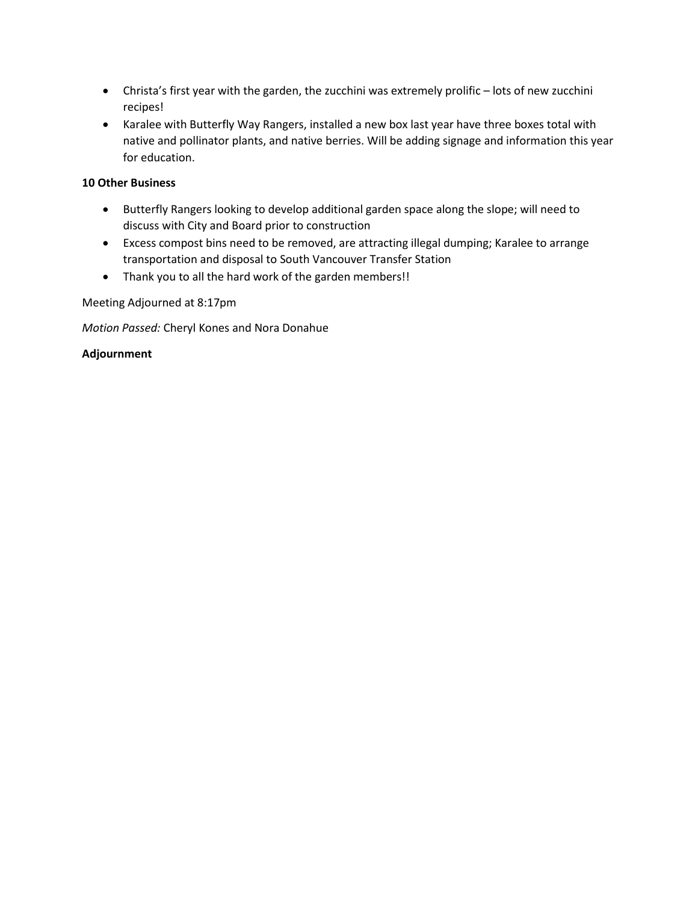- Christa's first year with the garden, the zucchini was extremely prolific – lots of new zucchini recipes!
- Karalee with Butterfly Way Rangers, installed a new box last year have three boxes total with native and pollinator plants, and native berries. Will be adding signage and information this year for education.

**10 Other Business**

- Butterfly Rangers looking to develop additional garden space along the slope; will need to discuss with City and Board prior to construction
- Excess compost bins need to be removed, are attracting illegal dumping; Karalee to arrange transportation and disposal to South Vancouver Transfer Station
- Thank you to all the hard work of the garden members!!

Meeting Adjourned at 8:17pm

*Motion Passed:* Cheryl Kones and Nora Donahue

**Adjournment**